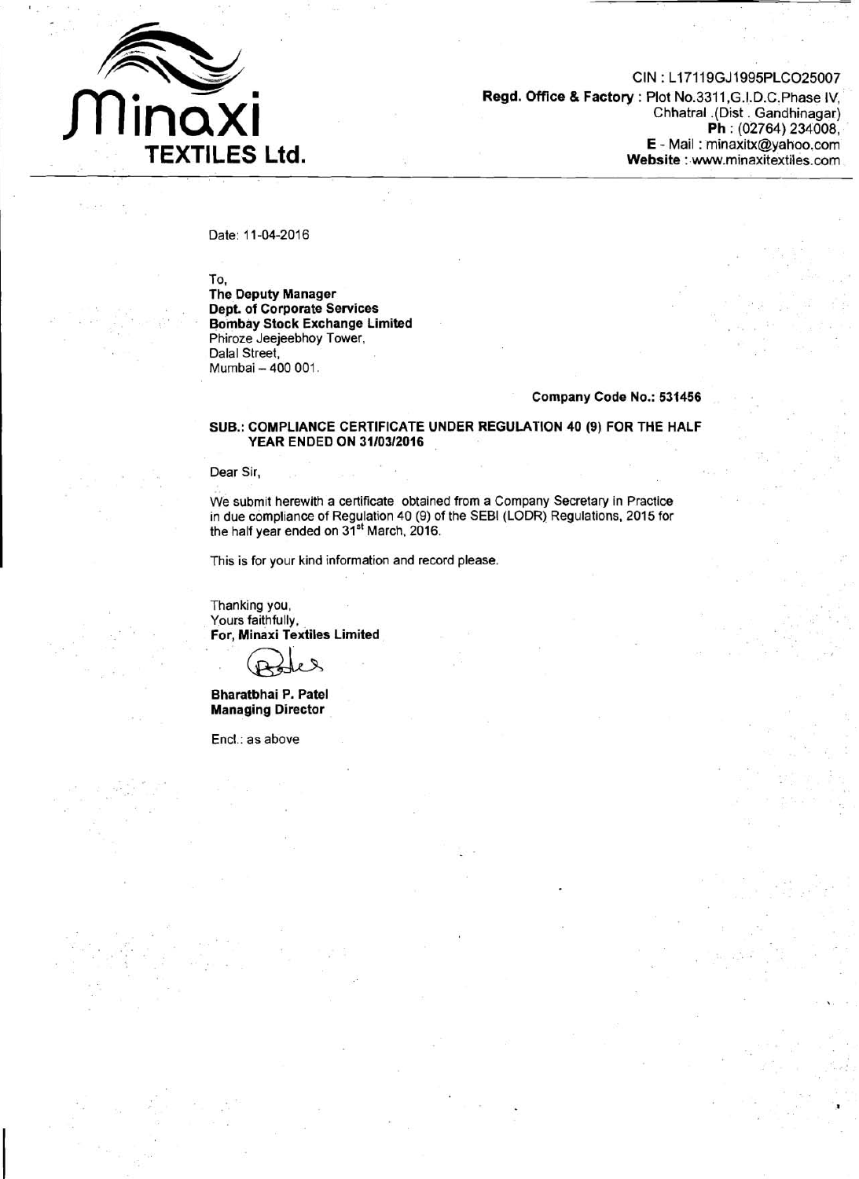**Minaxi TEXTILES Ltd.**

CIN : L17119GJ1995PLCO25007
**Regd. Office & Factory** : Plot No.3311,G.I.D.C.Phase IV, Chhatral .(Dist . Gandhinagar)
**Ph** : (02764) 234008,
**E** - Mail : minaxitx@yahoo.com
**Website** : www.minaxitextiles.com

Date: 11-04-2016

To,
**The Deputy Manager**
**Dept. of Corporate Services**
**Bombay Stock Exchange Limited**
Phiroze Jeejeebhoy Tower,
Dalal Street,
Mumbai – 400 001.

**Company Code No.: 531456**

**SUB.: COMPLIANCE CERTIFICATE UNDER REGULATION 40 (9) FOR THE HALF YEAR ENDED ON 31/03/2016**

Dear Sir,

We submit herewith a certificate obtained from a Company Secretary in Practice in due compliance of Regulation 40 (9) of the SEBI (LODR) Regulations, 2015 for the half year ended on 31st March, 2016.

This is for your kind information and record please.

Thanking you,
Yours faithfully,
**For, Minaxi Textiles Limited**

**Bharatbhai P. Patel**
**Managing Director**

Encl.: as above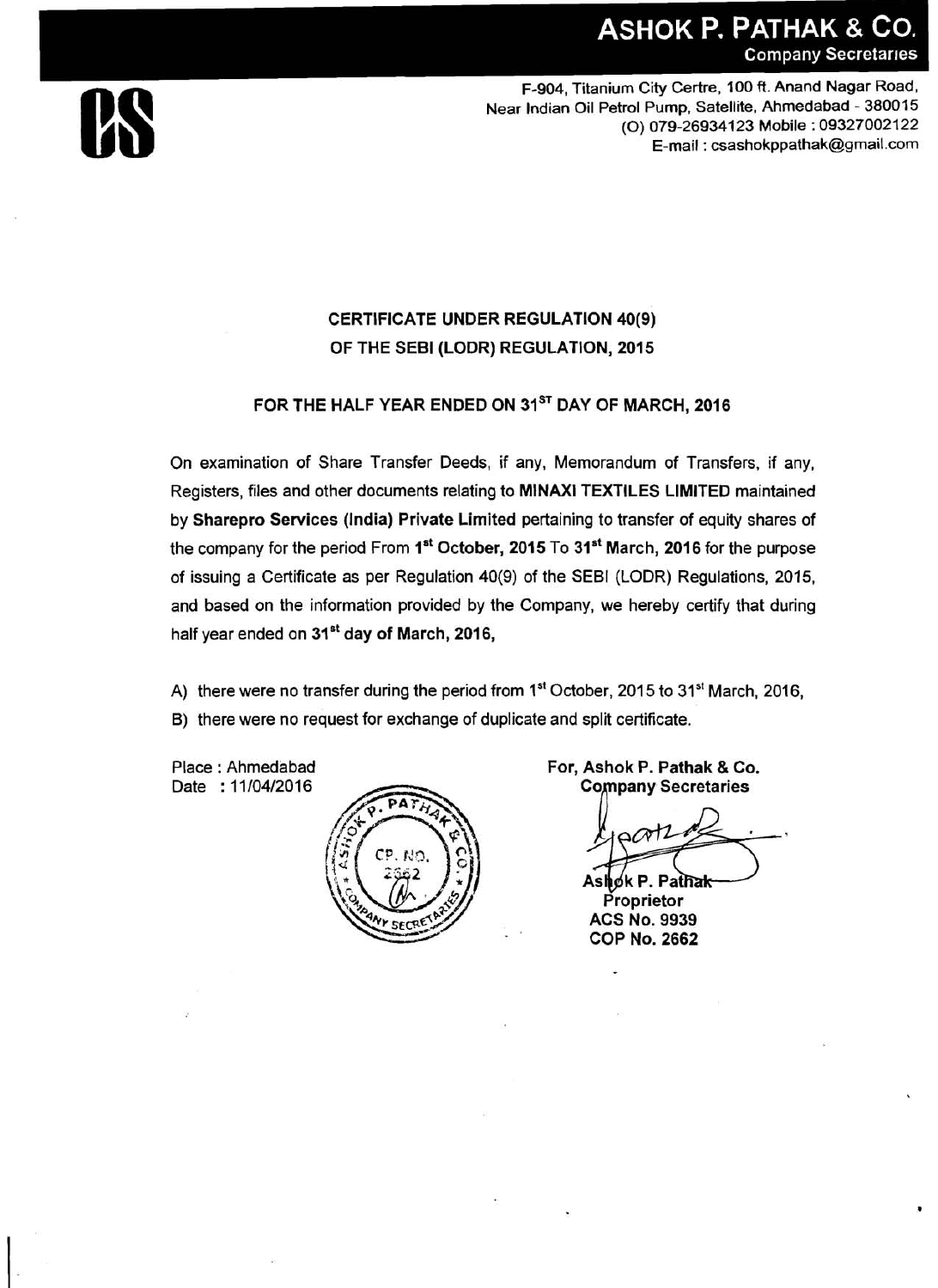# ASHOK P. PATHAK & CO.

Company Secretaries

F-904, Titanium City Centre, 100 ft. Anand Nagar Road,
Near Indian Oil Petrol Pump, Satellite, Ahmedabad - 380015
(O) 079-26934123 Mobile : 09327002122
E-mail : csashokppathak@gmail.com

## CERTIFICATE UNDER REGULATION 40(9) OF THE SEBI (LODR) REGULATION, 2015

## FOR THE HALF YEAR ENDED ON 31ST DAY OF MARCH, 2016

On examination of Share Transfer Deeds, if any, Memorandum of Transfers, if any, Registers, files and other documents relating to **MINAXI TEXTILES LIMITED** maintained by **Sharepro Services (India) Private Limited** pertaining to transfer of equity shares of the company for the period From **1st October, 2015** To **31st March, 2016** for the purpose of issuing a Certificate as per Regulation 40(9) of the SEBI (LODR) Regulations, 2015, and based on the information provided by the Company, we hereby certify that during half year ended on **31st day of March, 2016,**

A) there were no transfer during the period from 1st October, 2015 to 31st March, 2016,

B) there were no request for exchange of duplicate and split certificate.

Place : Ahmedabad
Date : 11/04/2016

**For, Ashok P. Pathak & Co.**
**Company Secretaries**

**Ashok P. Pathak**
**Proprietor**
**ACS No. 9939**
**COP No. 2662**